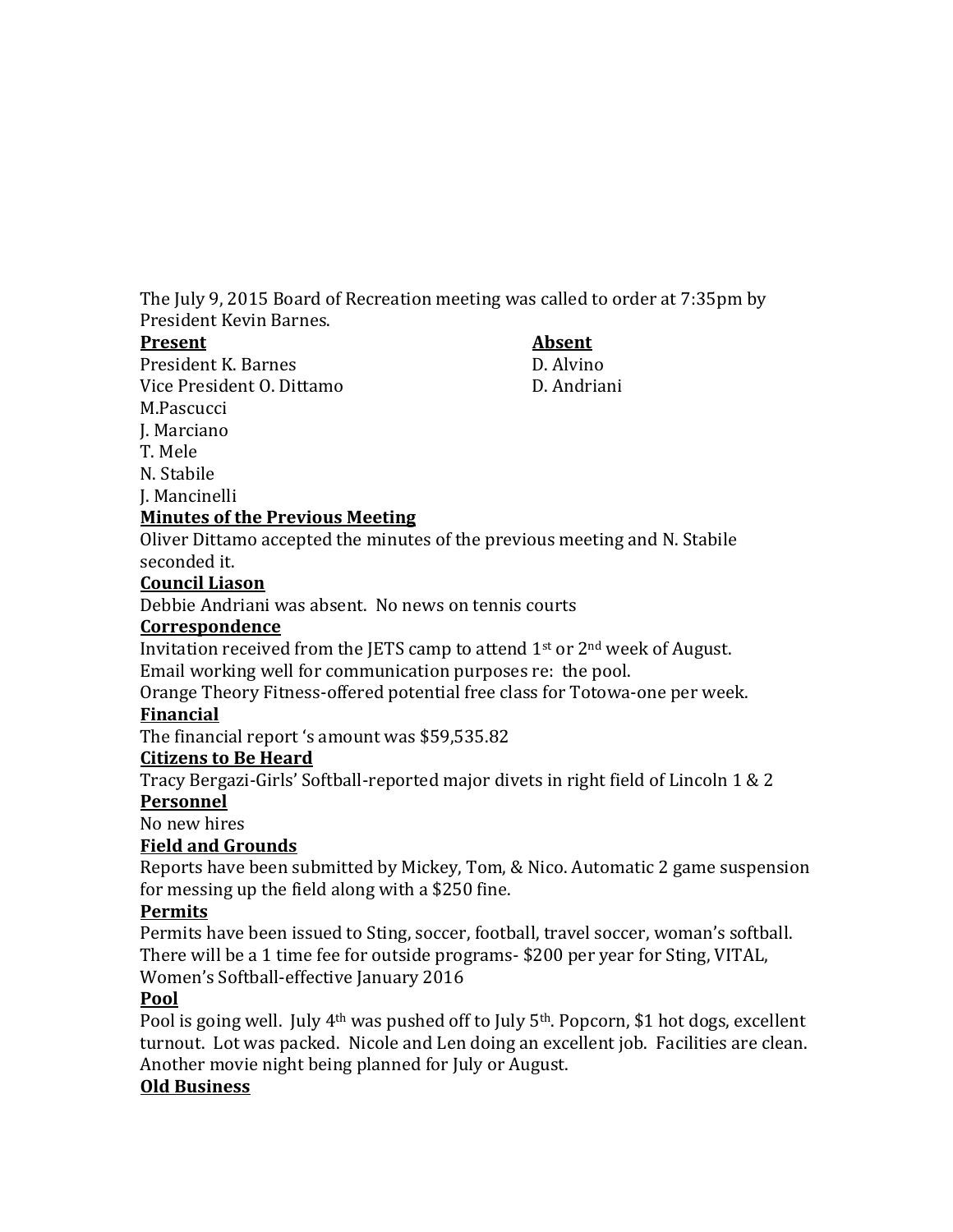The July 9, 2015 Board of Recreation meeting was called to order at 7:35pm by President Kevin Barnes.

| **Present** | **Absent** |
| --- | --- |
| President K. Barnes | D. Alvino |
| Vice President O. Dittamo | D. Andriani |
| M.Pascucci | |
| J. Marciano | |
| T. Mele | |
| N. Stabile | |
| J. Mancinelli | |

**Minutes of the Previous Meeting**

Oliver Dittamo accepted the minutes of the previous meeting and N. Stabile seconded it.

**Council Liason**

Debbie Andriani was absent. No news on tennis courts

**Correspondence**

Invitation received from the JETS camp to attend 1st or 2nd week of August.
Email working well for communication purposes re: the pool.
Orange Theory Fitness-offered potential free class for Totowa-one per week.

**Financial**

The financial report 's amount was $59,535.82

**Citizens to Be Heard**

Tracy Bergazi-Girls' Softball-reported major divets in right field of Lincoln 1 & 2

**Personnel**

No new hires

**Field and Grounds**

Reports have been submitted by Mickey, Tom, & Nico. Automatic 2 game suspension for messing up the field along with a $250 fine.

**Permits**

Permits have been issued to Sting, soccer, football, travel soccer, woman's softball. There will be a 1 time fee for outside programs- $200 per year for Sting, VITAL, Women's Softball-effective January 2016

**Pool**

Pool is going well. July 4th was pushed off to July 5th. Popcorn, $1 hot dogs, excellent turnout. Lot was packed. Nicole and Len doing an excellent job. Facilities are clean. Another movie night being planned for July or August.

**Old Business**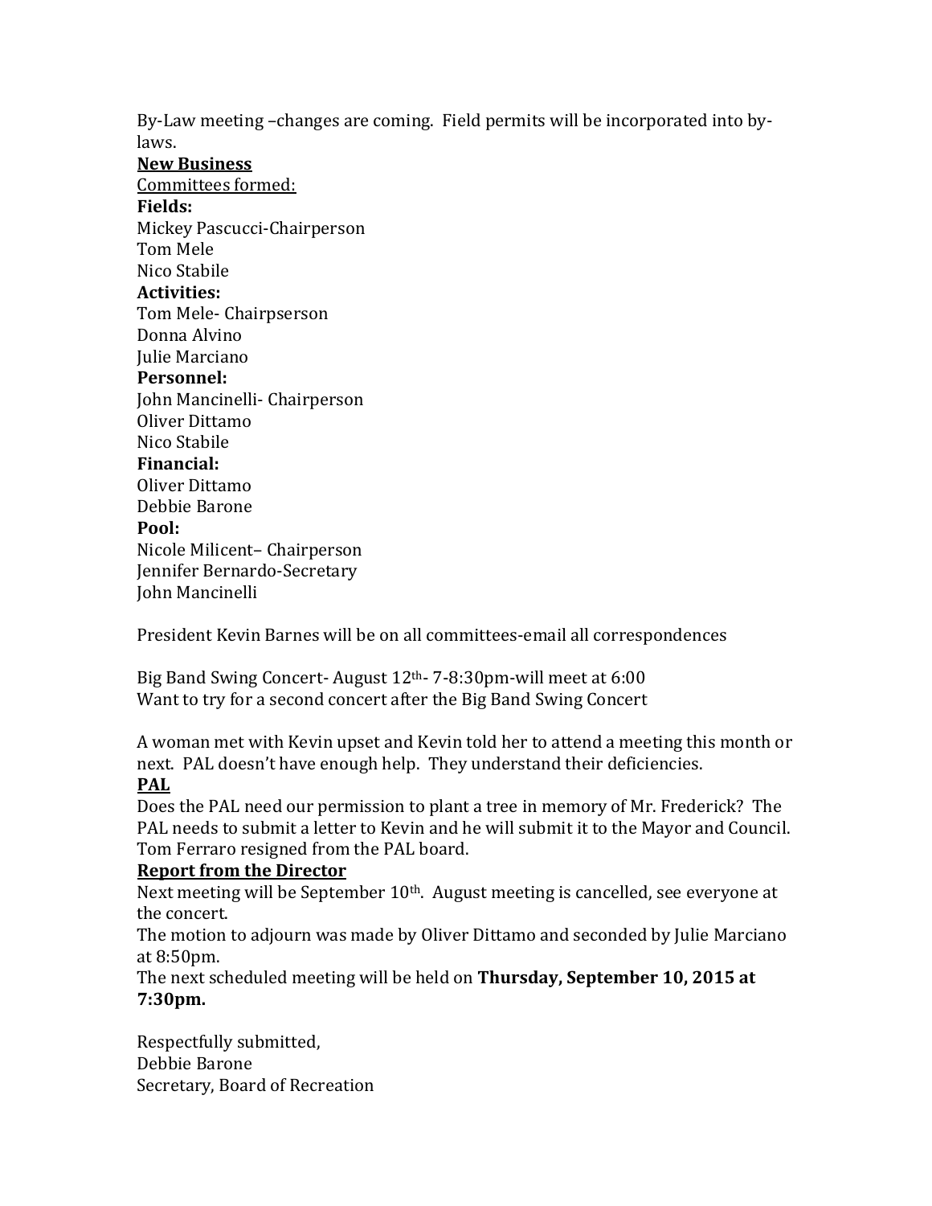By-Law meeting –changes are coming. Field permits will be incorporated into by-laws.

**New Business**

Committees formed:

**Fields:**
Mickey Pascucci-Chairperson
Tom Mele
Nico Stabile

**Activities:**
Tom Mele- Chairpserson
Donna Alvino
Julie Marciano

**Personnel:**
John Mancinelli- Chairperson
Oliver Dittamo
Nico Stabile

**Financial:**
Oliver Dittamo
Debbie Barone

**Pool:**
Nicole Milicent– Chairperson
Jennifer Bernardo-Secretary
John Mancinelli

President Kevin Barnes will be on all committees-email all correspondences

Big Band Swing Concert- August 12th- 7-8:30pm-will meet at 6:00
Want to try for a second concert after the Big Band Swing Concert

A woman met with Kevin upset and Kevin told her to attend a meeting this month or next. PAL doesn't have enough help. They understand their deficiencies.

**PAL**

Does the PAL need our permission to plant a tree in memory of Mr. Frederick? The PAL needs to submit a letter to Kevin and he will submit it to the Mayor and Council. Tom Ferraro resigned from the PAL board.

**Report from the Director**

Next meeting will be September 10th. August meeting is cancelled, see everyone at the concert.
The motion to adjourn was made by Oliver Dittamo and seconded by Julie Marciano at 8:50pm.
The next scheduled meeting will be held on **Thursday, September 10, 2015 at 7:30pm.**

Respectfully submitted,
Debbie Barone
Secretary, Board of Recreation